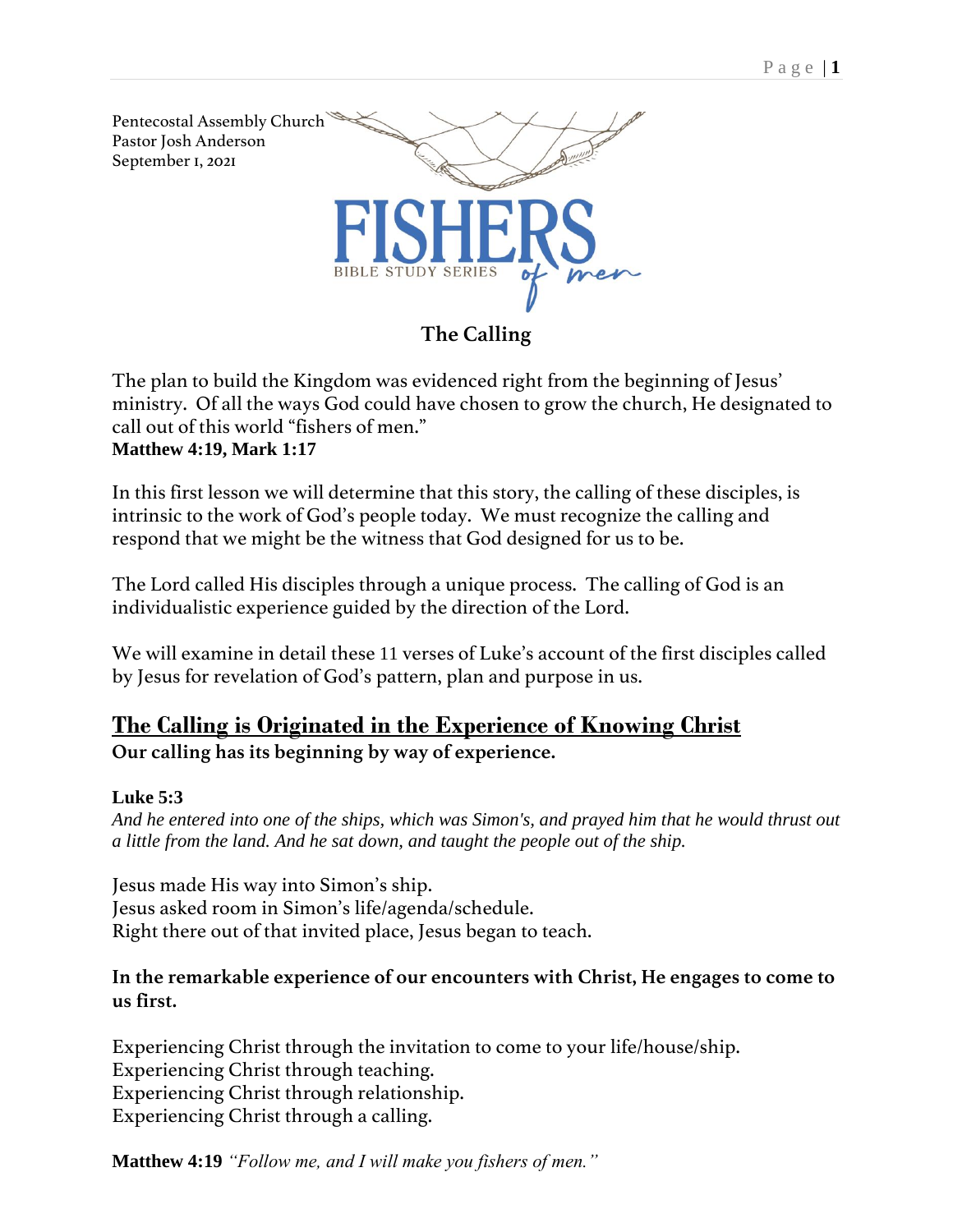Pentecostal Assembly Church
Pastor Josh Anderson
September 1, 2021

FISHERS of men
BIBLE STUDY SERIES

## The Calling

The plan to build the Kingdom was evidenced right from the beginning of Jesus' ministry. Of all the ways God could have chosen to grow the church, He designated to call out of this world "fishers of men."
**Matthew 4:19, Mark 1:17**

In this first lesson we will determine that this story, the calling of these disciples, is intrinsic to the work of God's people today. We must recognize the calling and respond that we might be the witness that God designed for us to be.

The Lord called His disciples through a unique process. The calling of God is an individualistic experience guided by the direction of the Lord.

We will examine in detail these 11 verses of Luke's account of the first disciples called by Jesus for revelation of God's pattern, plan and purpose in us.

## The Calling is Originated in the Experience of Knowing Christ

**Our calling has its beginning by way of experience.**

**Luke 5:3**
*And he entered into one of the ships, which was Simon's, and prayed him that he would thrust out a little from the land. And he sat down, and taught the people out of the ship.*

Jesus made His way into Simon's ship.
Jesus asked room in Simon's life/agenda/schedule.
Right there out of that invited place, Jesus began to teach.

**In the remarkable experience of our encounters with Christ, He engages to come to us first.**

Experiencing Christ through the invitation to come to your life/house/ship.
Experiencing Christ through teaching.
Experiencing Christ through relationship.
Experiencing Christ through a calling.

**Matthew 4:19** *"Follow me, and I will make you fishers of men."*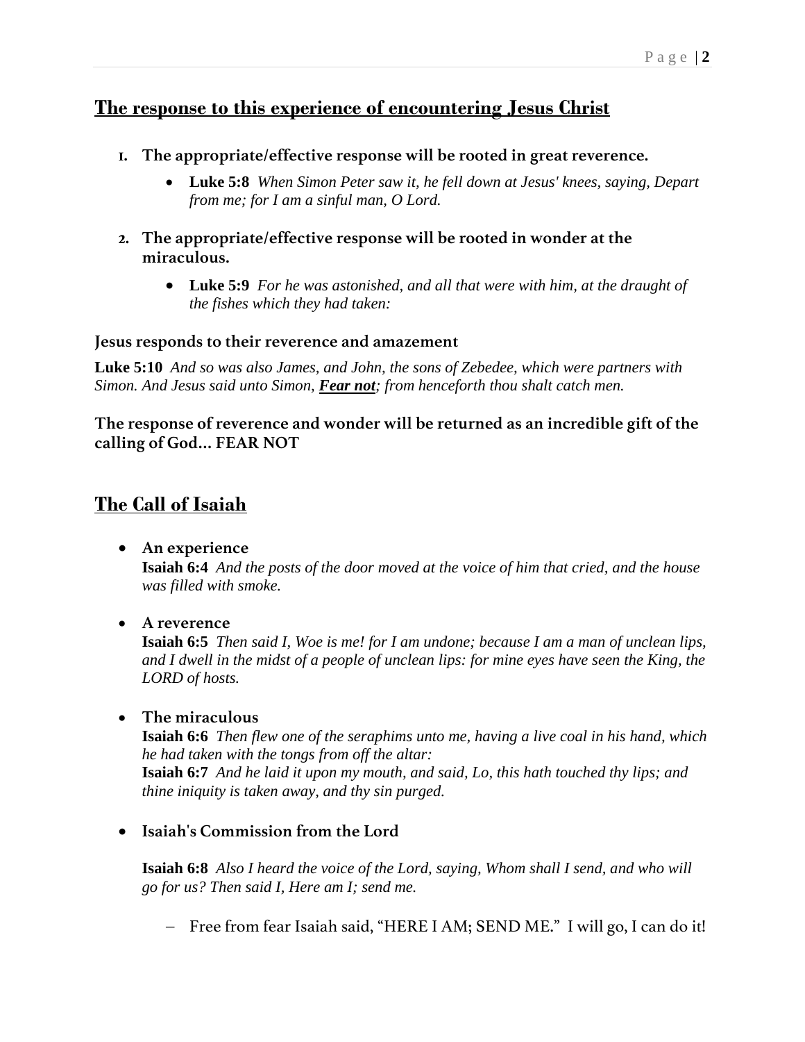## The response to this experience of encountering Jesus Christ

1. **The appropriate/effective response will be rooted in great reverence.**
    - **Luke 5:8** *When Simon Peter saw it, he fell down at Jesus' knees, saying, Depart from me; for I am a sinful man, O Lord.*

2. **The appropriate/effective response will be rooted in wonder at the miraculous.**
    - **Luke 5:9** *For he was astonished, and all that were with him, at the draught of the fishes which they had taken:*

### Jesus responds to their reverence and amazement

**Luke 5:10** *And so was also James, and John, the sons of Zebedee, which were partners with Simon. And Jesus said unto Simon, **Fear not**; from henceforth thou shalt catch men.*

**The response of reverence and wonder will be returned as an incredible gift of the calling of God… FEAR NOT**

## The Call of Isaiah

- **An experience**
  **Isaiah 6:4** *And the posts of the door moved at the voice of him that cried, and the house was filled with smoke.*

- **A reverence**
  **Isaiah 6:5** *Then said I, Woe is me! for I am undone; because I am a man of unclean lips, and I dwell in the midst of a people of unclean lips: for mine eyes have seen the King, the LORD of hosts.*

- **The miraculous**
  **Isaiah 6:6** *Then flew one of the seraphims unto me, having a live coal in his hand, which he had taken with the tongs from off the altar:*
  **Isaiah 6:7** *And he laid it upon my mouth, and said, Lo, this hath touched thy lips; and thine iniquity is taken away, and thy sin purged.*

- **Isaiah's Commission from the Lord**

  **Isaiah 6:8** *Also I heard the voice of the Lord, saying, Whom shall I send, and who will go for us? Then said I, Here am I; send me.*

    - Free from fear Isaiah said, "HERE I AM; SEND ME." I will go, I can do it!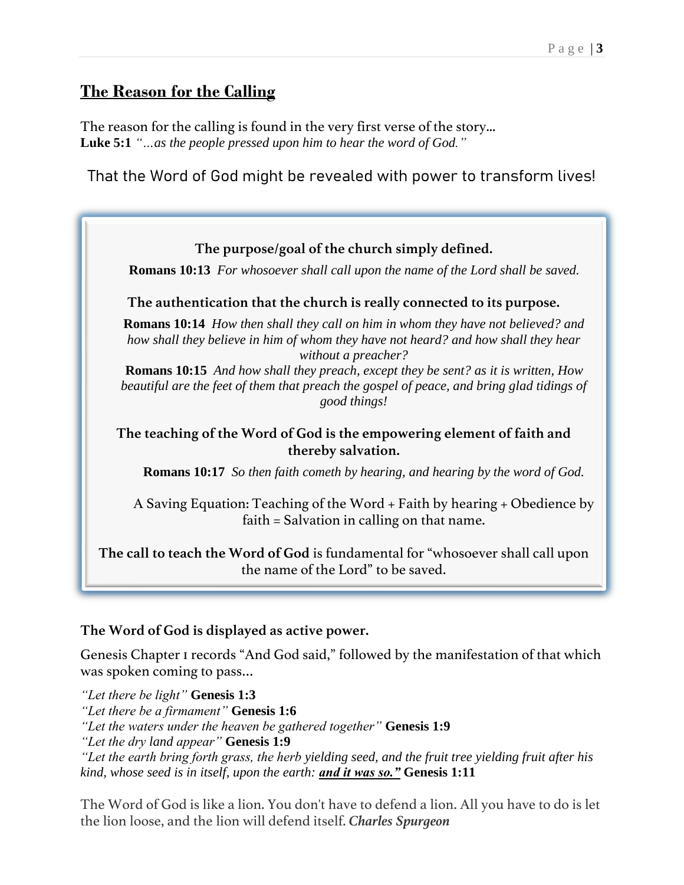## The Reason for the Calling

The reason for the calling is found in the very first verse of the story…
**Luke 5:1** *"…as the people pressed upon him to hear the word of God."*

That the Word of God might be revealed with power to transform lives!

**The purpose/goal of the church simply defined.**

**Romans 10:13** *For whosoever shall call upon the name of the Lord shall be saved.*

**The authentication that the church is really connected to its purpose.**

**Romans 10:14** *How then shall they call on him in whom they have not believed? and how shall they believe in him of whom they have not heard? and how shall they hear without a preacher?*
**Romans 10:15** *And how shall they preach, except they be sent? as it is written, How beautiful are the feet of them that preach the gospel of peace, and bring glad tidings of good things!*

**The teaching of the Word of God is the empowering element of faith and thereby salvation.**

**Romans 10:17** *So then faith cometh by hearing, and hearing by the word of God.*

A Saving Equation: Teaching of the Word + Faith by hearing + Obedience by faith = Salvation in calling on that name.

**The call to teach the Word of God** is fundamental for "whosoever shall call upon the name of the Lord" to be saved.

**The Word of God is displayed as active power.**

Genesis Chapter 1 records "And God said," followed by the manifestation of that which was spoken coming to pass…

*"Let there be light"* **Genesis 1:3**
*"Let there be a firmament"* **Genesis 1:6**
*"Let the waters under the heaven be gathered together"* **Genesis 1:9**
*"Let the dry land appear"* **Genesis 1:9**
*"Let the earth bring forth grass, the herb yielding seed, and the fruit tree yielding fruit after his kind, whose seed is in itself, upon the earth:* ***<u>and it was so."</u>*** **Genesis 1:11**

The Word of God is like a lion. You don't have to defend a lion. All you have to do is let the lion loose, and the lion will defend itself. ***Charles Spurgeon***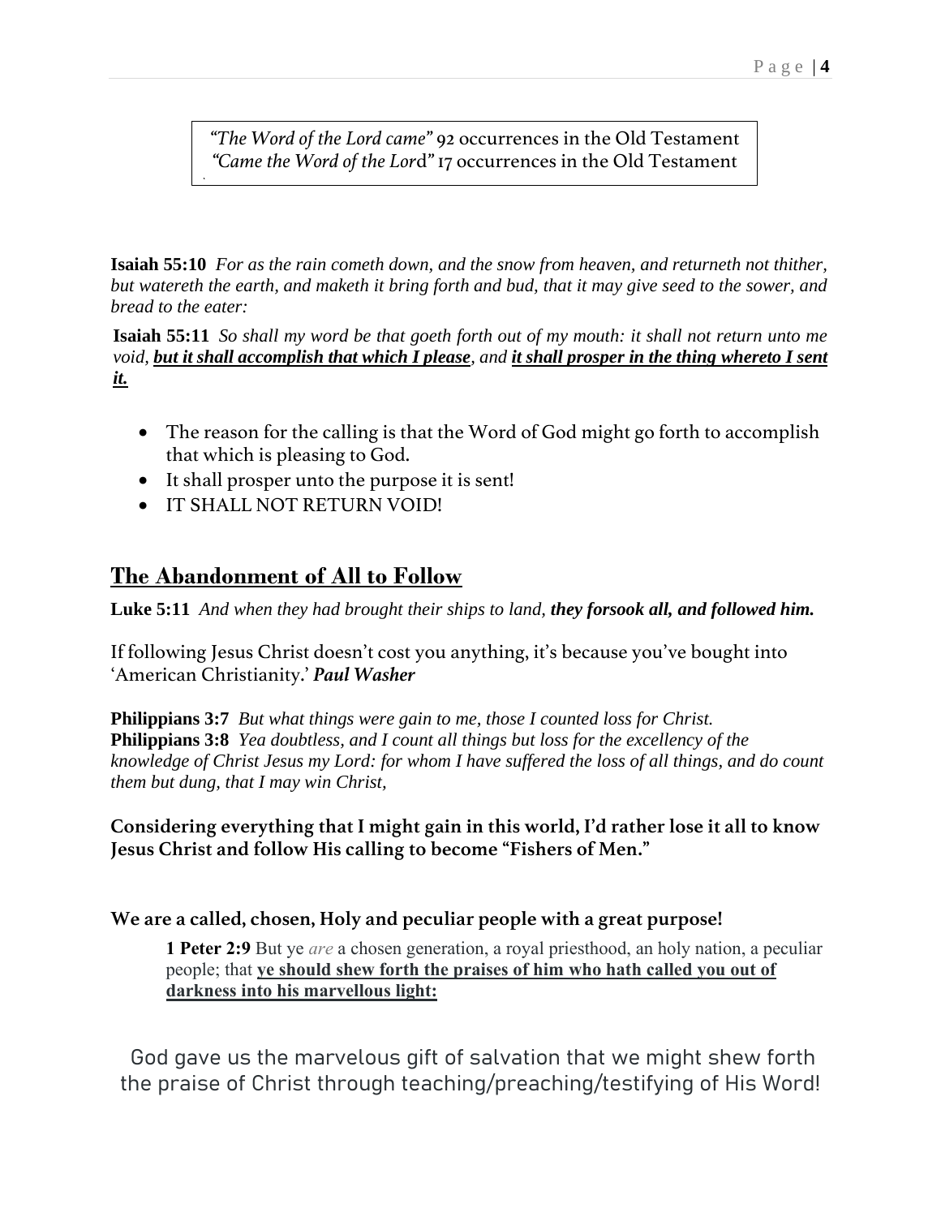*"The Word of the Lord came"* 92 occurrences in the Old Testament
*"Came the Word of the Lor*d" 17 occurrences in the Old Testament

**Isaiah 55:10** *For as the rain cometh down, and the snow from heaven, and returneth not thither, but watereth the earth, and maketh it bring forth and bud, that it may give seed to the sower, and bread to the eater:*

**Isaiah 55:11** *So shall my word be that goeth forth out of my mouth: it shall not return unto me void,* ***but it shall accomplish that which I please****, and* ***it shall prosper in the thing whereto I sent it.***

- The reason for the calling is that the Word of God might go forth to accomplish that which is pleasing to God.
- It shall prosper unto the purpose it is sent!
- IT SHALL NOT RETURN VOID!

## The Abandonment of All to Follow

**Luke 5:11** *And when they had brought their ships to land,* ***they forsook all, and followed him.***

If following Jesus Christ doesn't cost you anything, it's because you've bought into 'American Christianity.' ***Paul Washer***

**Philippians 3:7** *But what things were gain to me, those I counted loss for Christ.*
**Philippians 3:8** *Yea doubtless, and I count all things but loss for the excellency of the knowledge of Christ Jesus my Lord: for whom I have suffered the loss of all things, and do count them but dung, that I may win Christ,*

**Considering everything that I might gain in this world, I'd rather lose it all to know Jesus Christ and follow His calling to become "Fishers of Men."**

**We are a called, chosen, Holy and peculiar people with a great purpose!**

> **1 Peter 2:9** But ye *are* a chosen generation, a royal priesthood, an holy nation, a peculiar people; that **ye should shew forth the praises of him who hath called you out of darkness into his marvellous light:**

God gave us the marvelous gift of salvation that we might shew forth the praise of Christ through teaching/preaching/testifying of His Word!